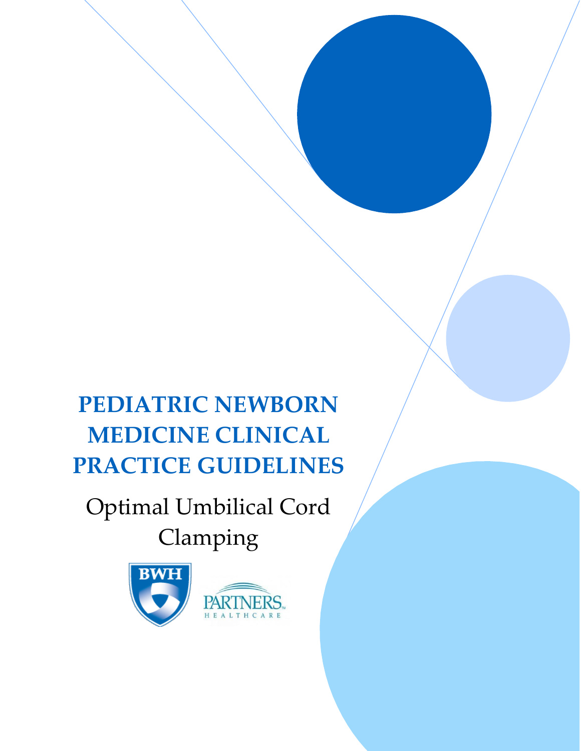# PEDIATRIC NEWBORN MEDICINE CLINICAL PRACTICE GUIDELINES

## Optimal Umbilical Cord Clamping

BWH

PARTNERS HEALTHCARE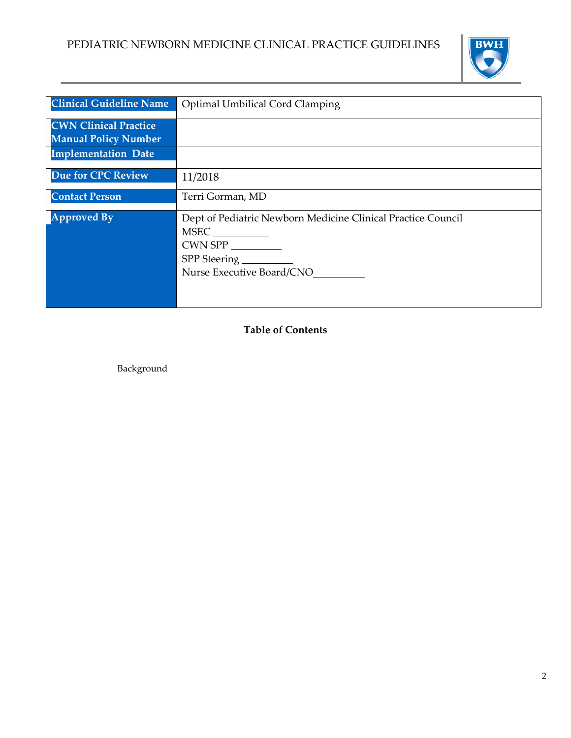| Clinical Guideline Name | Optimal Umbilical Cord Clamping |
|---|---|
| CWN Clinical Practice Manual Policy Number | |
| Implementation Date | |
| Due for CPC Review | 11/2018 |
| Contact Person | Terri Gorman, MD |
| Approved By | Dept of Pediatric Newborn Medicine Clinical Practice Council<br>MSEC __________<br>CWN SPP __________<br>SPP Steering __________<br>Nurse Executive Board/CNO__________ |

**Table of Contents**

Background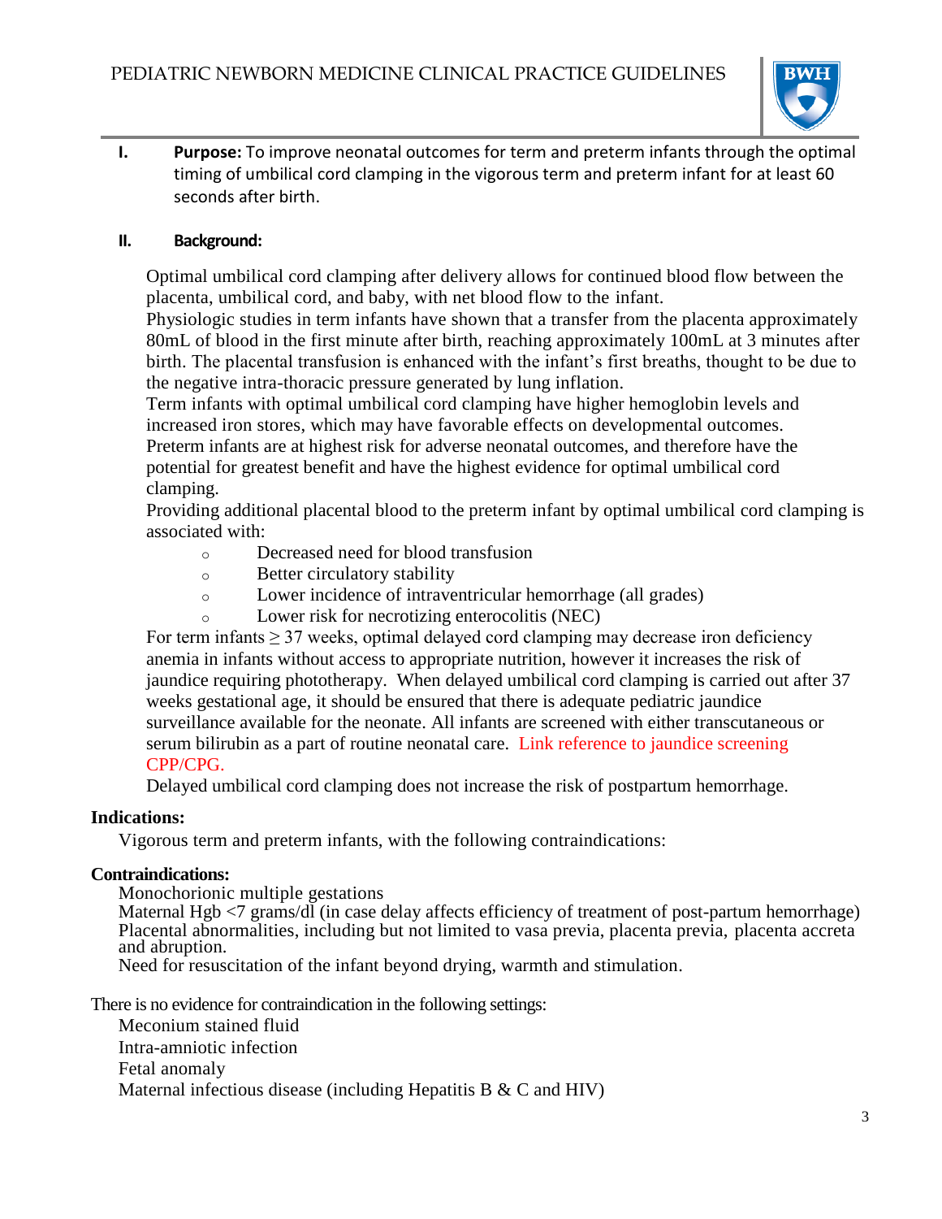## I. Purpose:

To improve neonatal outcomes for term and preterm infants through the optimal timing of umbilical cord clamping in the vigorous term and preterm infant for at least 60 seconds after birth.

## II. Background:

Optimal umbilical cord clamping after delivery allows for continued blood flow between the placenta, umbilical cord, and baby, with net blood flow to the infant.

Physiologic studies in term infants have shown that a transfer from the placenta approximately 80mL of blood in the first minute after birth, reaching approximately 100mL at 3 minutes after birth. The placental transfusion is enhanced with the infant's first breaths, thought to be due to the negative intra-thoracic pressure generated by lung inflation.

Term infants with optimal umbilical cord clamping have higher hemoglobin levels and increased iron stores, which may have favorable effects on developmental outcomes.

Preterm infants are at highest risk for adverse neonatal outcomes, and therefore have the potential for greatest benefit and have the highest evidence for optimal umbilical cord clamping.

Providing additional placental blood to the preterm infant by optimal umbilical cord clamping is associated with:

- Decreased need for blood transfusion
- Better circulatory stability
- Lower incidence of intraventricular hemorrhage (all grades)
- Lower risk for necrotizing enterocolitis (NEC)

For term infants ≥ 37 weeks, optimal delayed cord clamping may decrease iron deficiency anemia in infants without access to appropriate nutrition, however it increases the risk of jaundice requiring phototherapy. When delayed umbilical cord clamping is carried out after 37 weeks gestational age, it should be ensured that there is adequate pediatric jaundice surveillance available for the neonate. All infants are screened with either transcutaneous or serum bilirubin as a part of routine neonatal care. Link reference to jaundice screening CPP/CPG.

Delayed umbilical cord clamping does not increase the risk of postpartum hemorrhage.

### Indications:

Vigorous term and preterm infants, with the following contraindications:

### Contraindications:

Monochorionic multiple gestations
Maternal Hgb <7 grams/dl (in case delay affects efficiency of treatment of post-partum hemorrhage)
Placental abnormalities, including but not limited to vasa previa, placenta previa, placenta accreta and abruption.
Need for resuscitation of the infant beyond drying, warmth and stimulation.

There is no evidence for contraindication in the following settings:

Meconium stained fluid
Intra-amniotic infection
Fetal anomaly
Maternal infectious disease (including Hepatitis B & C and HIV)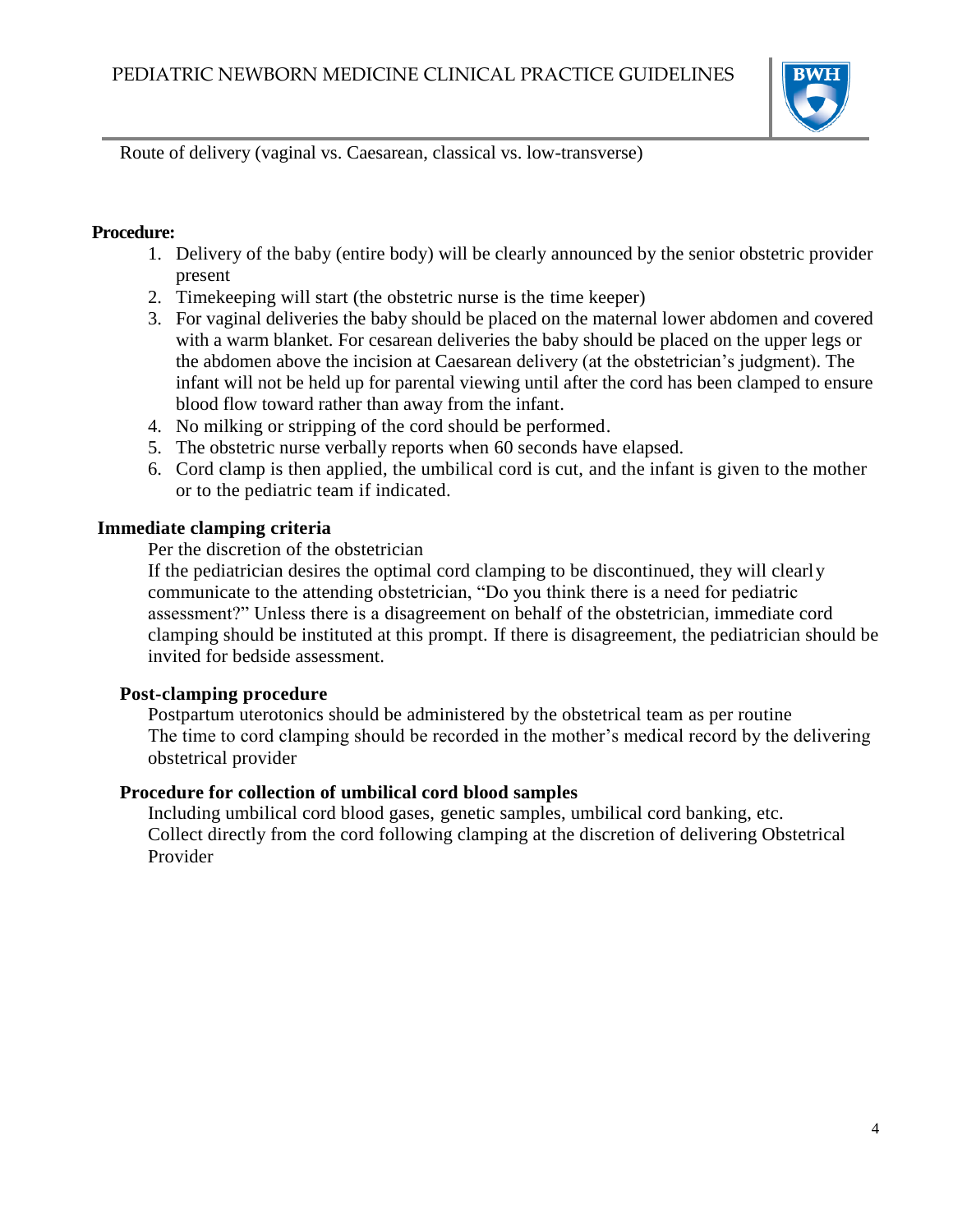Route of delivery (vaginal vs. Caesarean, classical vs. low-transverse)

**Procedure:**

1. Delivery of the baby (entire body) will be clearly announced by the senior obstetric provider present
2. Timekeeping will start (the obstetric nurse is the time keeper)
3. For vaginal deliveries the baby should be placed on the maternal lower abdomen and covered with a warm blanket. For cesarean deliveries the baby should be placed on the upper legs or the abdomen above the incision at Caesarean delivery (at the obstetrician's judgment). The infant will not be held up for parental viewing until after the cord has been clamped to ensure blood flow toward rather than away from the infant.
4. No milking or stripping of the cord should be performed.
5. The obstetric nurse verbally reports when 60 seconds have elapsed.
6. Cord clamp is then applied, the umbilical cord is cut, and the infant is given to the mother or to the pediatric team if indicated.

**Immediate clamping criteria**

Per the discretion of the obstetrician

If the pediatrician desires the optimal cord clamping to be discontinued, they will clearly communicate to the attending obstetrician, "Do you think there is a need for pediatric assessment?" Unless there is a disagreement on behalf of the obstetrician, immediate cord clamping should be instituted at this prompt. If there is disagreement, the pediatrician should be invited for bedside assessment.

**Post-clamping procedure**

Postpartum uterotonics should be administered by the obstetrical team as per routine

The time to cord clamping should be recorded in the mother's medical record by the delivering obstetrical provider

**Procedure for collection of umbilical cord blood samples**

Including umbilical cord blood gases, genetic samples, umbilical cord banking, etc.

Collect directly from the cord following clamping at the discretion of delivering Obstetrical Provider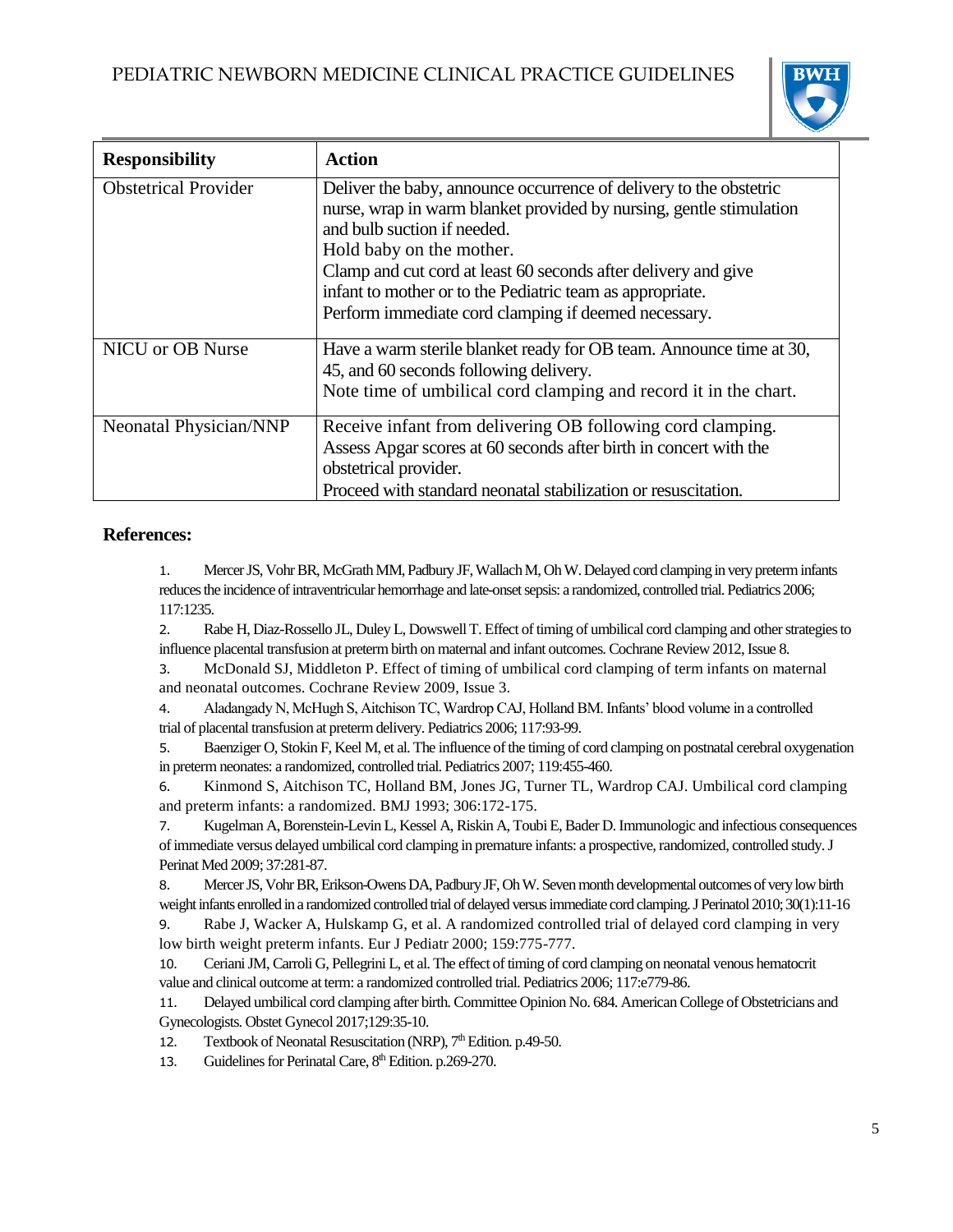| Responsibility | Action |
|---|---|
| Obstetrical Provider | Deliver the baby, announce occurrence of delivery to the obstetric nurse, wrap in warm blanket provided by nursing, gentle stimulation and bulb suction if needed.<br>Hold baby on the mother.<br>Clamp and cut cord at least 60 seconds after delivery and give infant to mother or to the Pediatric team as appropriate.<br>Perform immediate cord clamping if deemed necessary. |
| NICU or OB Nurse | Have a warm sterile blanket ready for OB team. Announce time at 30, 45, and 60 seconds following delivery.<br>Note time of umbilical cord clamping and record it in the chart. |
| Neonatal Physician/NNP | Receive infant from delivering OB following cord clamping.<br>Assess Apgar scores at 60 seconds after birth in concert with the obstetrical provider.<br>Proceed with standard neonatal stabilization or resuscitation. |

**References:**

1. Mercer JS, Vohr BR, McGrath MM, Padbury JF, Wallach M, Oh W. Delayed cord clamping in very preterm infants reduces the incidence of intraventricular hemorrhage and late-onset sepsis: a randomized, controlled trial. Pediatrics 2006; 117:1235.
2. Rabe H, Diaz-Rossello JL, Duley L, Dowswell T. Effect of timing of umbilical cord clamping and other strategies to influence placental transfusion at preterm birth on maternal and infant outcomes. Cochrane Review 2012, Issue 8.
3. McDonald SJ, Middleton P. Effect of timing of umbilical cord clamping of term infants on maternal and neonatal outcomes. Cochrane Review 2009, Issue 3.
4. Aladangady N, McHugh S, Aitchison TC, Wardrop CAJ, Holland BM. Infants' blood volume in a controlled trial of placental transfusion at preterm delivery. Pediatrics 2006; 117:93-99.
5. Baenziger O, Stokin F, Keel M, et al. The influence of the timing of cord clamping on postnatal cerebral oxygenation in preterm neonates: a randomized, controlled trial. Pediatrics 2007; 119:455-460.
6. Kinmond S, Aitchison TC, Holland BM, Jones JG, Turner TL, Wardrop CAJ. Umbilical cord clamping and preterm infants: a randomized. BMJ 1993; 306:172-175.
7. Kugelman A, Borenstein-Levin L, Kessel A, Riskin A, Toubi E, Bader D. Immunologic and infectious consequences of immediate versus delayed umbilical cord clamping in premature infants: a prospective, randomized, controlled study. J Perinat Med 2009; 37:281-87.
8. Mercer JS, Vohr BR, Erikson-Owens DA, Padbury JF, Oh W. Seven month developmental outcomes of very low birth weight infants enrolled in a randomized controlled trial of delayed versus immediate cord clamping. J Perinatol 2010; 30(1):11-16
9. Rabe J, Wacker A, Hulskamp G, et al. A randomized controlled trial of delayed cord clamping in very low birth weight preterm infants. Eur J Pediatr 2000; 159:775-777.
10. Ceriani JM, Carroli G, Pellegrini L, et al. The effect of timing of cord clamping on neonatal venous hematocrit value and clinical outcome at term: a randomized controlled trial. Pediatrics 2006; 117:e779-86.
11. Delayed umbilical cord clamping after birth. Committee Opinion No. 684. American College of Obstetricians and Gynecologists. Obstet Gynecol 2017;129:35-10.
12. Textbook of Neonatal Resuscitation (NRP), 7th Edition. p.49-50.
13. Guidelines for Perinatal Care, 8th Edition. p.269-270.